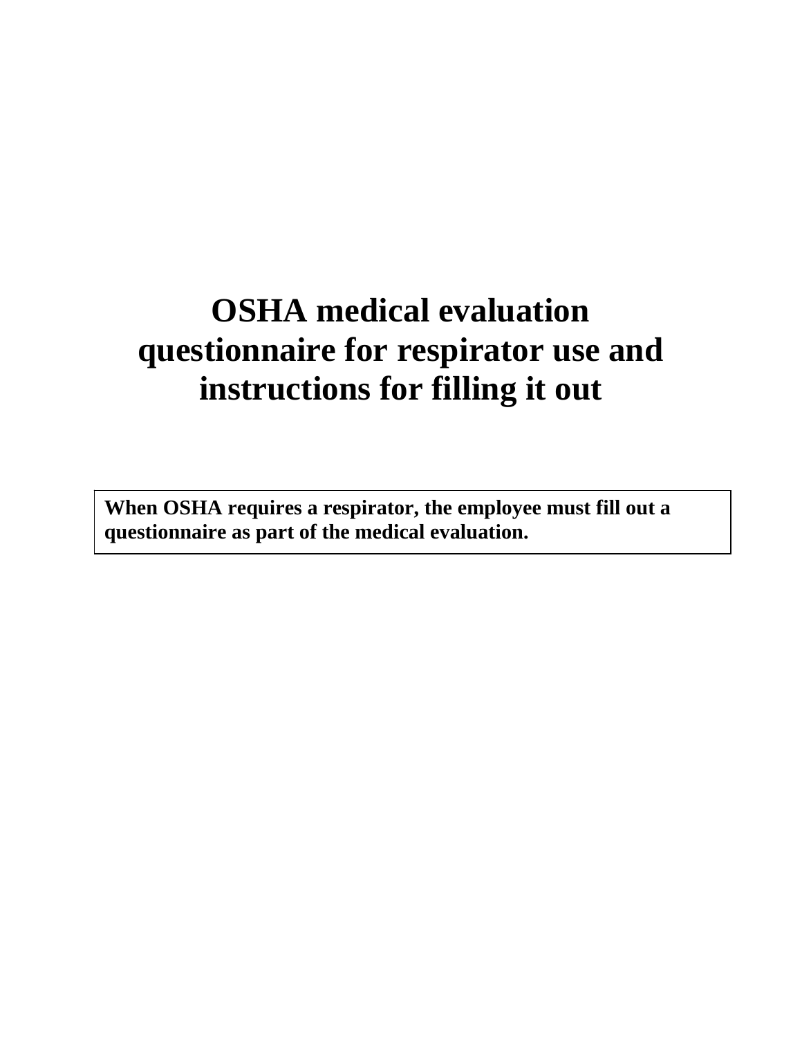# OSHA medical evaluation questionnaire for respirator use and instructions for filling it out

**When OSHA requires a respirator, the employee must fill out a questionnaire as part of the medical evaluation.**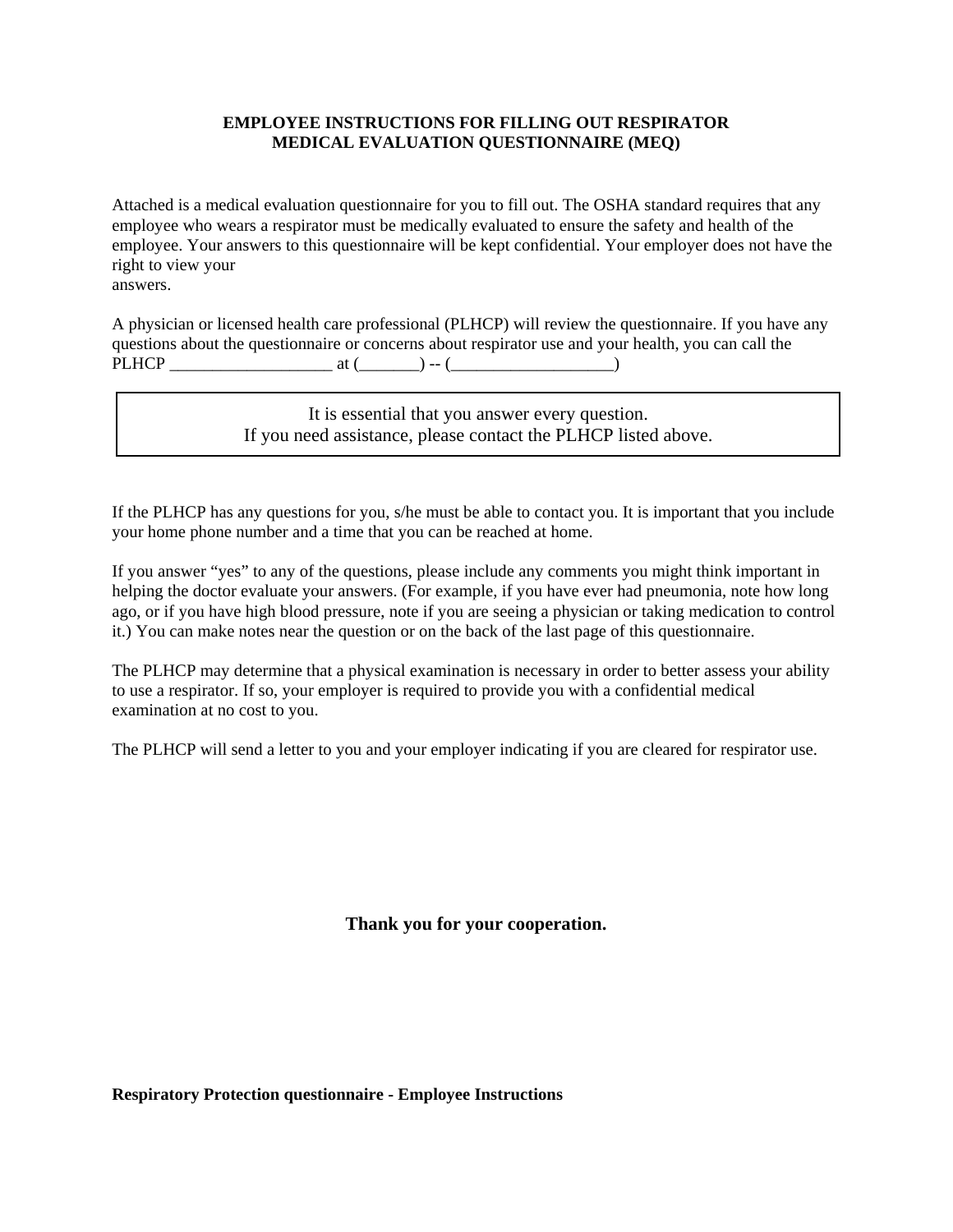# EMPLOYEE INSTRUCTIONS FOR FILLING OUT RESPIRATOR MEDICAL EVALUATION QUESTIONNAIRE (MEQ)

Attached is a medical evaluation questionnaire for you to fill out. The OSHA standard requires that any employee who wears a respirator must be medically evaluated to ensure the safety and health of the employee. Your answers to this questionnaire will be kept confidential. Your employer does not have the right to view your answers.

A physician or licensed health care professional (PLHCP) will review the questionnaire. If you have any questions about the questionnaire or concerns about respirator use and your health, you can call the PLHCP ___________________ at (_______) -- (___________________)

> It is essential that you answer every question.
> If you need assistance, please contact the PLHCP listed above.

If the PLHCP has any questions for you, s/he must be able to contact you. It is important that you include your home phone number and a time that you can be reached at home.

If you answer "yes" to any of the questions, please include any comments you might think important in helping the doctor evaluate your answers. (For example, if you have ever had pneumonia, note how long ago, or if you have high blood pressure, note if you are seeing a physician or taking medication to control it.) You can make notes near the question or on the back of the last page of this questionnaire.

The PLHCP may determine that a physical examination is necessary in order to better assess your ability to use a respirator. If so, your employer is required to provide you with a confidential medical examination at no cost to you.

The PLHCP will send a letter to you and your employer indicating if you are cleared for respirator use.

**Thank you for your cooperation.**

**Respiratory Protection questionnaire - Employee Instructions**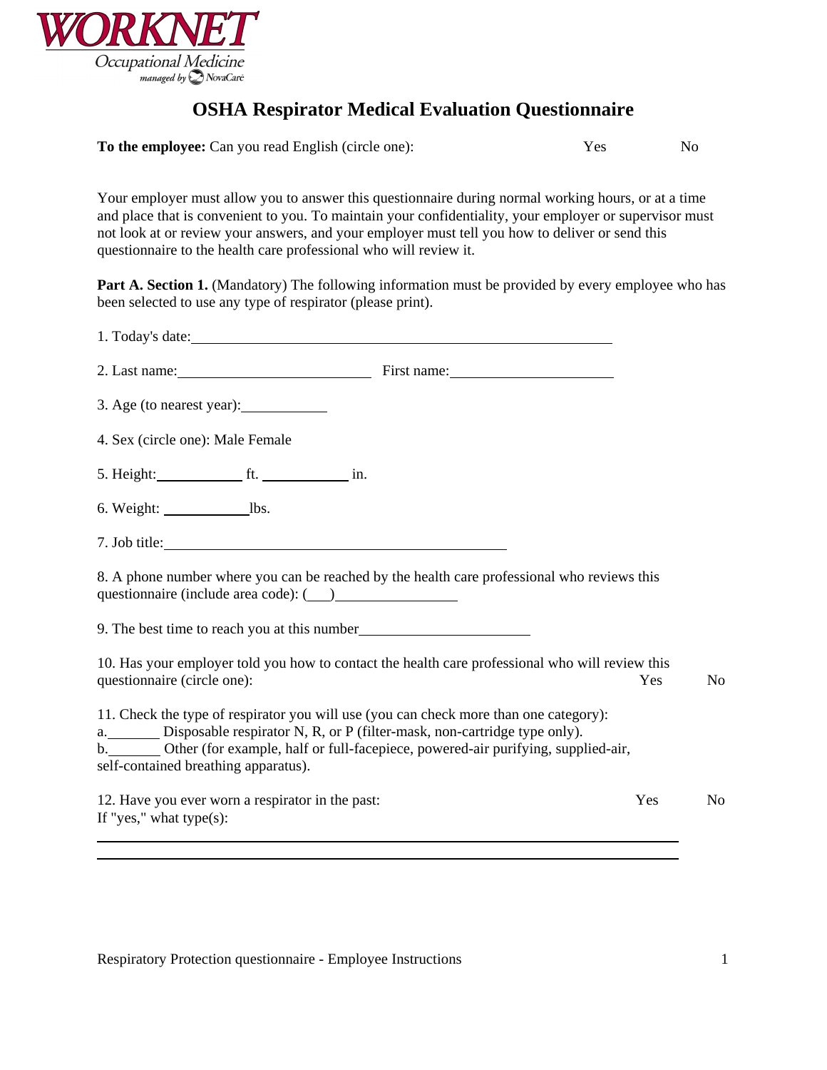WORKNET

Occupational Medicine

managed by NovaCare

# OSHA Respirator Medical Evaluation Questionnaire

**To the employee:** Can you read English (circle one): Yes No

Your employer must allow you to answer this questionnaire during normal working hours, or at a time and place that is convenient to you. To maintain your confidentiality, your employer or supervisor must not look at or review your answers, and your employer must tell you how to deliver or send this questionnaire to the health care professional who will review it.

**Part A. Section 1.** (Mandatory) The following information must be provided by every employee who has been selected to use any type of respirator (please print).

1. Today's date:\_\_\_\_\_\_\_\_\_\_\_\_\_\_\_\_\_\_\_\_\_\_\_\_\_\_\_\_\_\_\_\_\_\_\_\_\_\_\_\_

2. Last name:\_\_\_\_\_\_\_\_\_\_\_\_\_\_\_\_\_\_\_\_ First name:\_\_\_\_\_\_\_\_\_\_\_\_\_\_\_\_\_\_

3. Age (to nearest year):\_\_\_\_\_\_\_\_\_\_

4. Sex (circle one): Male Female

5. Height:\_\_\_\_\_\_\_\_\_\_ ft. \_\_\_\_\_\_\_\_\_\_ in.

6. Weight: \_\_\_\_\_\_\_\_\_\_lbs.

7. Job title:\_\_\_\_\_\_\_\_\_\_\_\_\_\_\_\_\_\_\_\_\_\_\_\_\_\_\_\_\_\_\_\_\_\_\_\_

8. A phone number where you can be reached by the health care professional who reviews this questionnaire (include area code): (\_\_\_)\_\_\_\_\_\_\_\_\_\_\_\_\_\_

9. The best time to reach you at this number\_\_\_\_\_\_\_\_\_\_\_\_\_\_\_\_\_\_\_\_

10. Has your employer told you how to contact the health care professional who will review this questionnaire (circle one): Yes No

11. Check the type of respirator you will use (you can check more than one category):
a.\_\_\_\_\_\_\_ Disposable respirator N, R, or P (filter-mask, non-cartridge type only).
b.\_\_\_\_\_\_\_ Other (for example, half or full-facepiece, powered-air purifying, supplied-air, self-contained breathing apparatus).

12. Have you ever worn a respirator in the past: Yes No
If "yes," what type(s):

\_\_\_\_\_\_\_\_\_\_\_\_\_\_\_\_\_\_\_\_\_\_\_\_\_\_\_\_\_\_\_\_\_\_\_\_\_\_\_\_\_\_\_\_\_\_\_\_\_\_\_\_\_\_\_\_\_\_\_\_

\_\_\_\_\_\_\_\_\_\_\_\_\_\_\_\_\_\_\_\_\_\_\_\_\_\_\_\_\_\_\_\_\_\_\_\_\_\_\_\_\_\_\_\_\_\_\_\_\_\_\_\_\_\_\_\_\_\_\_\_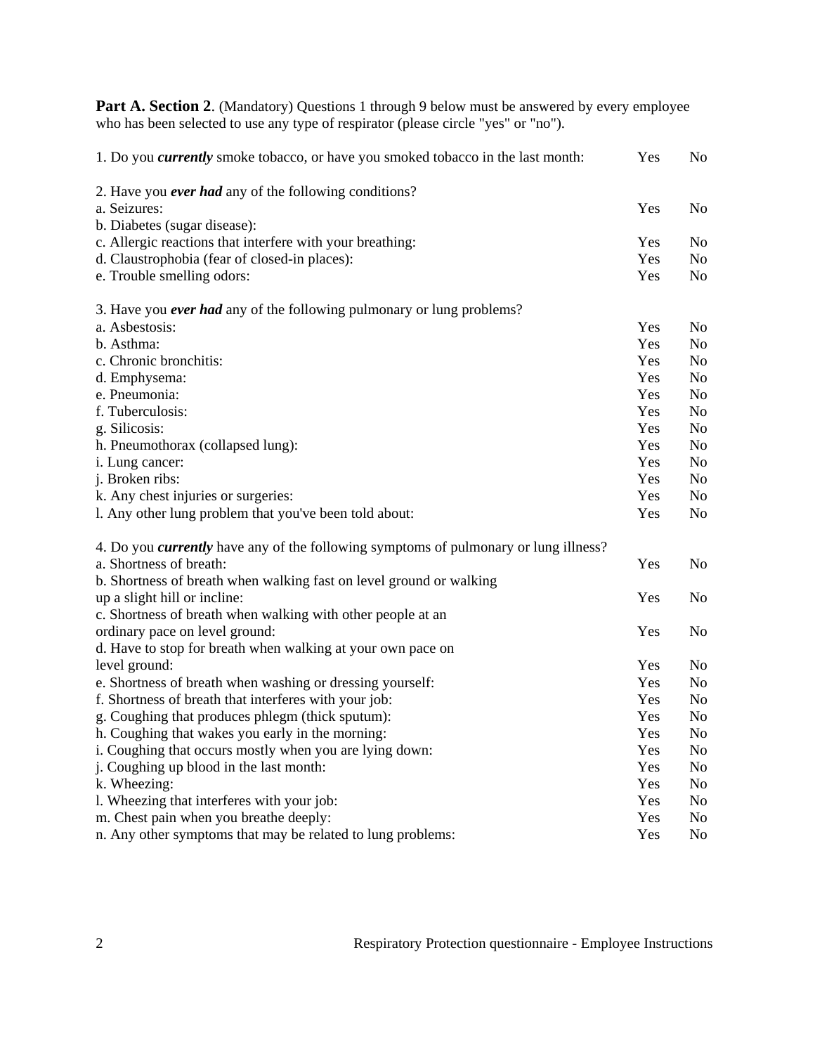**Part A. Section 2**. (Mandatory) Questions 1 through 9 below must be answered by every employee who has been selected to use any type of respirator (please circle "yes" or "no").

| | | |
|---|---|---|
| 1. Do you ***currently*** smoke tobacco, or have you smoked tobacco in the last month: | Yes | No |
| 2. Have you ***ever had*** any of the following conditions? | | |
| a. Seizures: | Yes | No |
| b. Diabetes (sugar disease): | | |
| c. Allergic reactions that interfere with your breathing: | Yes | No |
| d. Claustrophobia (fear of closed-in places): | Yes | No |
| e. Trouble smelling odors: | Yes | No |
| 3. Have you ***ever had*** any of the following pulmonary or lung problems? | | |
| a. Asbestosis: | Yes | No |
| b. Asthma: | Yes | No |
| c. Chronic bronchitis: | Yes | No |
| d. Emphysema: | Yes | No |
| e. Pneumonia: | Yes | No |
| f. Tuberculosis: | Yes | No |
| g. Silicosis: | Yes | No |
| h. Pneumothorax (collapsed lung): | Yes | No |
| i. Lung cancer: | Yes | No |
| j. Broken ribs: | Yes | No |
| k. Any chest injuries or surgeries: | Yes | No |
| l. Any other lung problem that you've been told about: | Yes | No |
| 4. Do you ***currently*** have any of the following symptoms of pulmonary or lung illness? | | |
| a. Shortness of breath: | Yes | No |
| b. Shortness of breath when walking fast on level ground or walking up a slight hill or incline: | Yes | No |
| c. Shortness of breath when walking with other people at an ordinary pace on level ground: | Yes | No |
| d. Have to stop for breath when walking at your own pace on level ground: | Yes | No |
| e. Shortness of breath when washing or dressing yourself: | Yes | No |
| f. Shortness of breath that interferes with your job: | Yes | No |
| g. Coughing that produces phlegm (thick sputum): | Yes | No |
| h. Coughing that wakes you early in the morning: | Yes | No |
| i. Coughing that occurs mostly when you are lying down: | Yes | No |
| j. Coughing up blood in the last month: | Yes | No |
| k. Wheezing: | Yes | No |
| l. Wheezing that interferes with your job: | Yes | No |
| m. Chest pain when you breathe deeply: | Yes | No |
| n. Any other symptoms that may be related to lung problems: | Yes | No |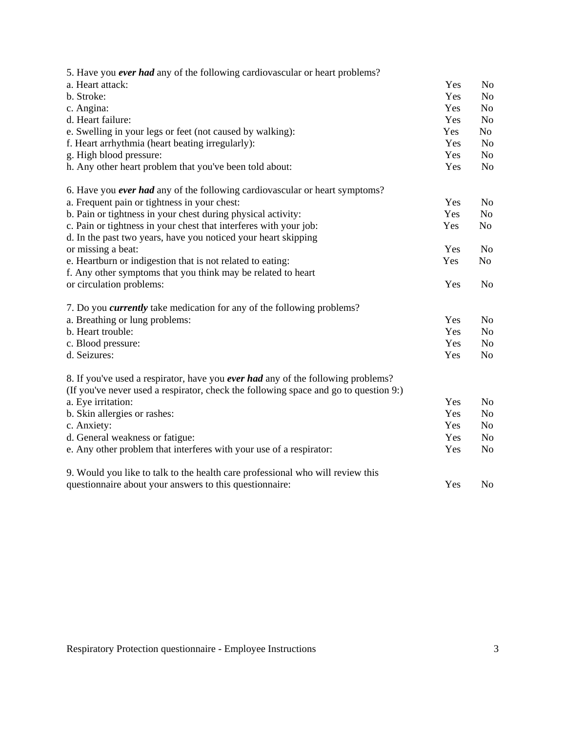5. Have you ***ever had*** any of the following cardiovascular or heart problems?

| | | |
|---|---|---|
| a. Heart attack: | Yes | No |
| b. Stroke: | Yes | No |
| c. Angina: | Yes | No |
| d. Heart failure: | Yes | No |
| e. Swelling in your legs or feet (not caused by walking): | Yes | No |
| f. Heart arrhythmia (heart beating irregularly): | Yes | No |
| g. High blood pressure: | Yes | No |
| h. Any other heart problem that you've been told about: | Yes | No |

6. Have you ***ever had*** any of the following cardiovascular or heart symptoms?

| | | |
|---|---|---|
| a. Frequent pain or tightness in your chest: | Yes | No |
| b. Pain or tightness in your chest during physical activity: | Yes | No |
| c. Pain or tightness in your chest that interferes with your job: | Yes | No |
| d. In the past two years, have you noticed your heart skipping or missing a beat: | Yes | No |
| e. Heartburn or indigestion that is not related to eating: | Yes | No |
| f. Any other symptoms that you think may be related to heart or circulation problems: | Yes | No |

7. Do you ***currently*** take medication for any of the following problems?

| | | |
|---|---|---|
| a. Breathing or lung problems: | Yes | No |
| b. Heart trouble: | Yes | No |
| c. Blood pressure: | Yes | No |
| d. Seizures: | Yes | No |

8. If you've used a respirator, have you ***ever had*** any of the following problems?
(If you've never used a respirator, check the following space and go to question 9:)

| | | |
|---|---|---|
| a. Eye irritation: | Yes | No |
| b. Skin allergies or rashes: | Yes | No |
| c. Anxiety: | Yes | No |
| d. General weakness or fatigue: | Yes | No |
| e. Any other problem that interferes with your use of a respirator: | Yes | No |

| | | |
|---|---|---|
| 9. Would you like to talk to the health care professional who will review this questionnaire about your answers to this questionnaire: | Yes | No |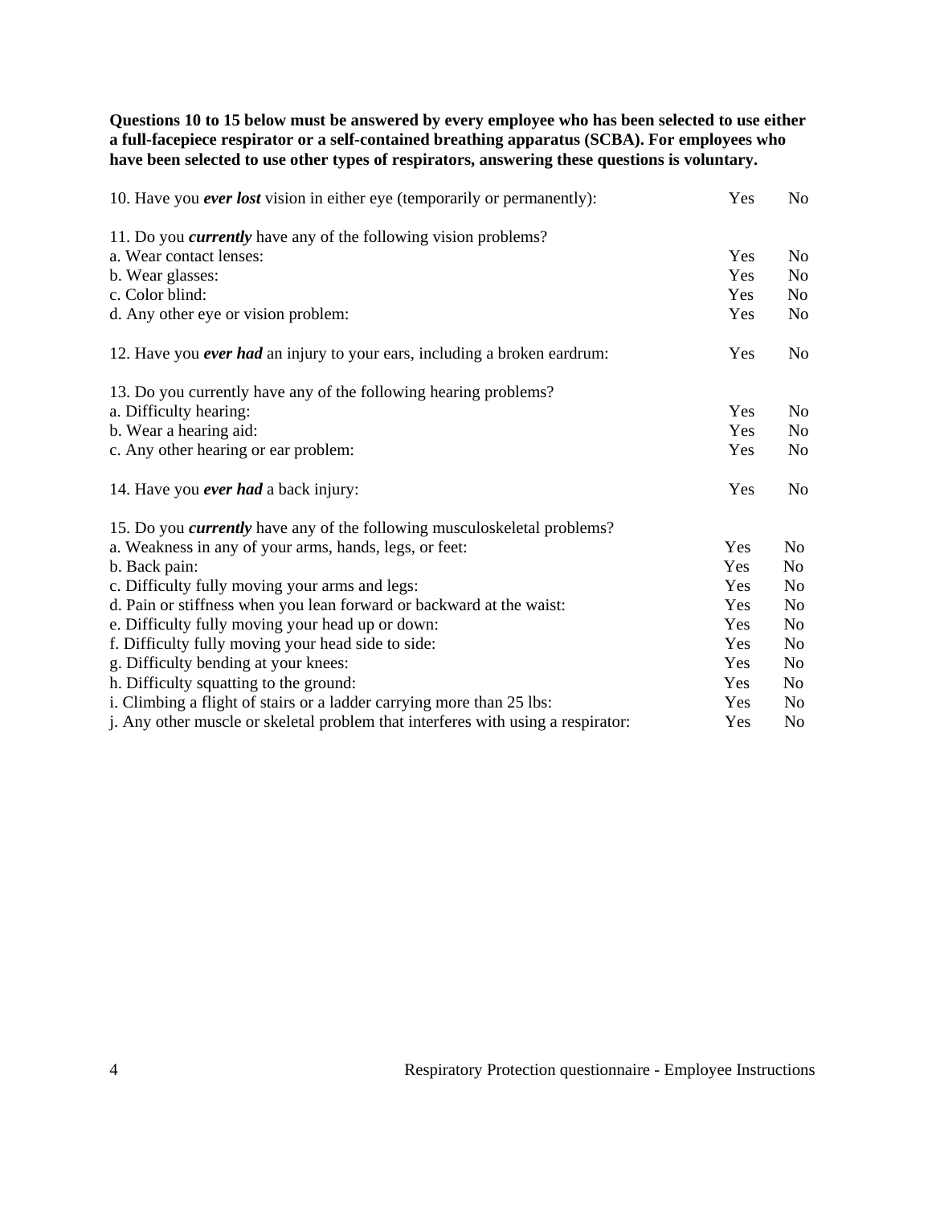**Questions 10 to 15 below must be answered by every employee who has been selected to use either a full-facepiece respirator or a self-contained breathing apparatus (SCBA). For employees who have been selected to use other types of respirators, answering these questions is voluntary.**

| | | |
|---|---|---|
| 10. Have you ***ever lost*** vision in either eye (temporarily or permanently): | Yes | No |
| 11. Do you ***currently*** have any of the following vision problems? | | |
| a. Wear contact lenses: | Yes | No |
| b. Wear glasses: | Yes | No |
| c. Color blind: | Yes | No |
| d. Any other eye or vision problem: | Yes | No |
| 12. Have you ***ever had*** an injury to your ears, including a broken eardrum: | Yes | No |
| 13. Do you currently have any of the following hearing problems? | | |
| a. Difficulty hearing: | Yes | No |
| b. Wear a hearing aid: | Yes | No |
| c. Any other hearing or ear problem: | Yes | No |
| 14. Have you ***ever had*** a back injury: | Yes | No |
| 15. Do you ***currently*** have any of the following musculoskeletal problems? | | |
| a. Weakness in any of your arms, hands, legs, or feet: | Yes | No |
| b. Back pain: | Yes | No |
| c. Difficulty fully moving your arms and legs: | Yes | No |
| d. Pain or stiffness when you lean forward or backward at the waist: | Yes | No |
| e. Difficulty fully moving your head up or down: | Yes | No |
| f. Difficulty fully moving your head side to side: | Yes | No |
| g. Difficulty bending at your knees: | Yes | No |
| h. Difficulty squatting to the ground: | Yes | No |
| i. Climbing a flight of stairs or a ladder carrying more than 25 lbs: | Yes | No |
| j. Any other muscle or skeletal problem that interferes with using a respirator: | Yes | No |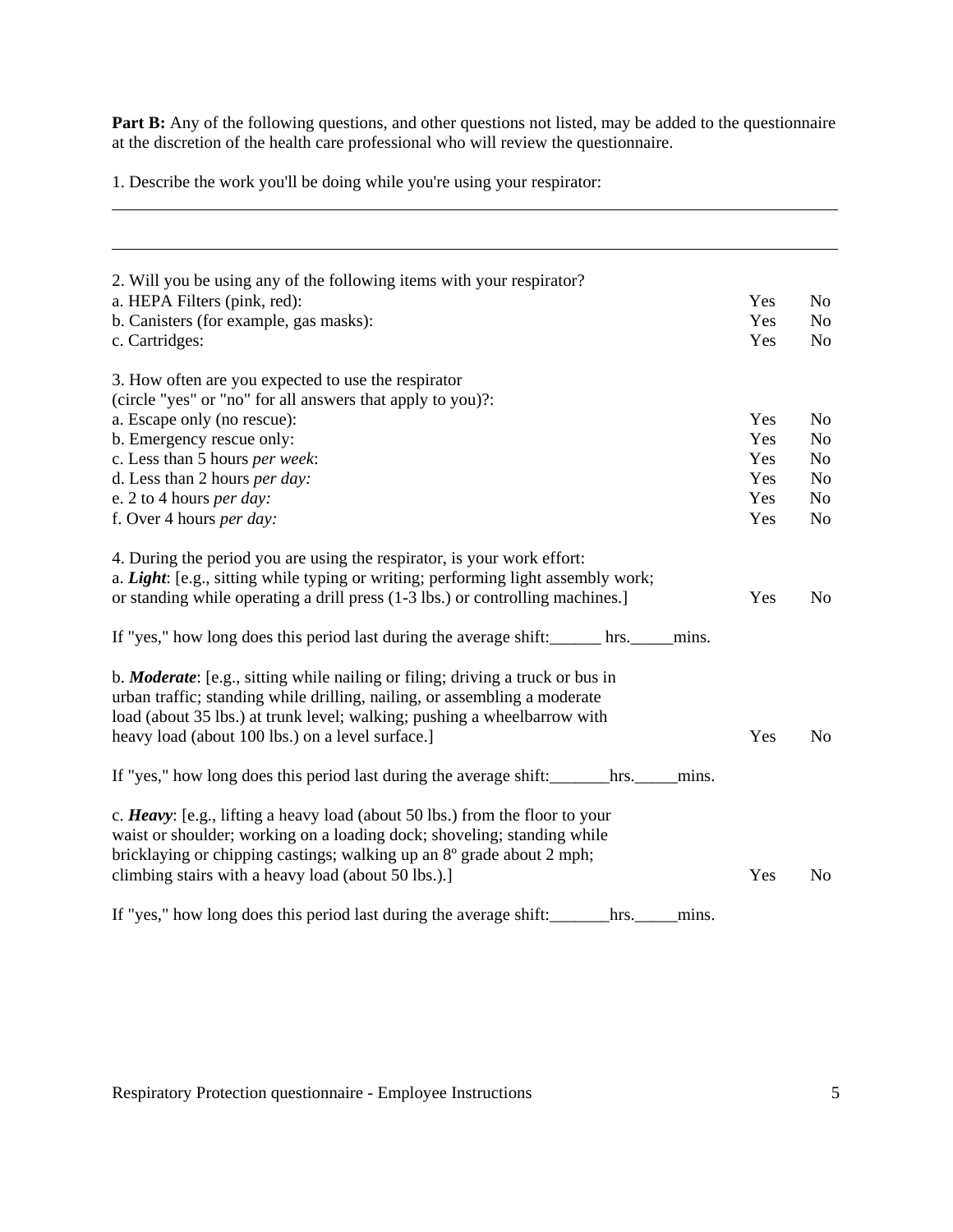**Part B:** Any of the following questions, and other questions not listed, may be added to the questionnaire at the discretion of the health care professional who will review the questionnaire.

1. Describe the work you'll be doing while you're using your respirator:

______________________________________________________________________________

______________________________________________________________________________

| | | |
|---|---|---|
| 2. Will you be using any of the following items with your respirator? | | |
| a. HEPA Filters (pink, red): | Yes | No |
| b. Canisters (for example, gas masks): | Yes | No |
| c. Cartridges: | Yes | No |

| | | |
|---|---|---|
| 3. How often are you expected to use the respirator (circle "yes" or "no" for all answers that apply to you)?: | | |
| a. Escape only (no rescue): | Yes | No |
| b. Emergency rescue only: | Yes | No |
| c. Less than 5 hours *per week*: | Yes | No |
| d. Less than 2 hours *per day:* | Yes | No |
| e. 2 to 4 hours *per day:* | Yes | No |
| f. Over 4 hours *per day:* | Yes | No |

4. During the period you are using the respirator, is your work effort:

a. ***Light***: [e.g., sitting while typing or writing; performing light assembly work; or standing while operating a drill press (1-3 lbs.) or controlling machines.] Yes No

If "yes," how long does this period last during the average shift:______ hrs._____mins.

b. ***Moderate***: [e.g., sitting while nailing or filing; driving a truck or bus in urban traffic; standing while drilling, nailing, or assembling a moderate load (about 35 lbs.) at trunk level; walking; pushing a wheelbarrow with heavy load (about 100 lbs.) on a level surface.] Yes No

If "yes," how long does this period last during the average shift:_______hrs._____mins.

c. ***Heavy***: [e.g., lifting a heavy load (about 50 lbs.) from the floor to your waist or shoulder; working on a loading dock; shoveling; standing while bricklaying or chipping castings; walking up an 8º grade about 2 mph; climbing stairs with a heavy load (about 50 lbs.).] Yes No

If "yes," how long does this period last during the average shift:_______hrs._____mins.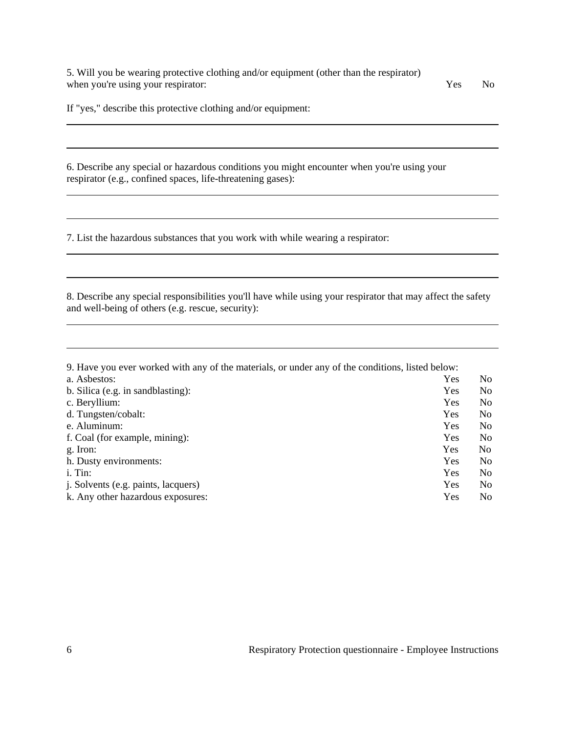5. Will you be wearing protective clothing and/or equipment (other than the respirator) when you're using your respirator: Yes No

If "yes," describe this protective clothing and/or equipment:

---

---

6. Describe any special or hazardous conditions you might encounter when you're using your respirator (e.g., confined spaces, life-threatening gases):

---

---

7. List the hazardous substances that you work with while wearing a respirator:

---

---

8. Describe any special responsibilities you'll have while using your respirator that may affect the safety and well-being of others (e.g. rescue, security):

---

---

9. Have you ever worked with any of the materials, or under any of the conditions, listed below:

| | | |
|---|---|---|
| a. Asbestos: | Yes | No |
| b. Silica (e.g. in sandblasting): | Yes | No |
| c. Beryllium: | Yes | No |
| d. Tungsten/cobalt: | Yes | No |
| e. Aluminum: | Yes | No |
| f. Coal (for example, mining): | Yes | No |
| g. Iron: | Yes | No |
| h. Dusty environments: | Yes | No |
| i. Tin: | Yes | No |
| j. Solvents (e.g. paints, lacquers) | Yes | No |
| k. Any other hazardous exposures: | Yes | No |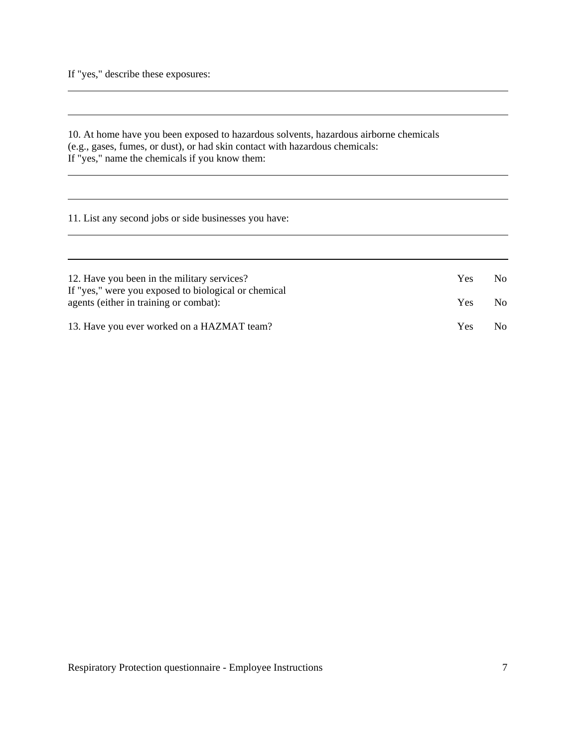If "yes," describe these exposures:

10. At home have you been exposed to hazardous solvents, hazardous airborne chemicals (e.g., gases, fumes, or dust), or had skin contact with hazardous chemicals:
If "yes," name the chemicals if you know them:

11. List any second jobs or side businesses you have:

12. Have you been in the military services? Yes No
If "yes," were you exposed to biological or chemical agents (either in training or combat): Yes No

13. Have you ever worked on a HAZMAT team? Yes No